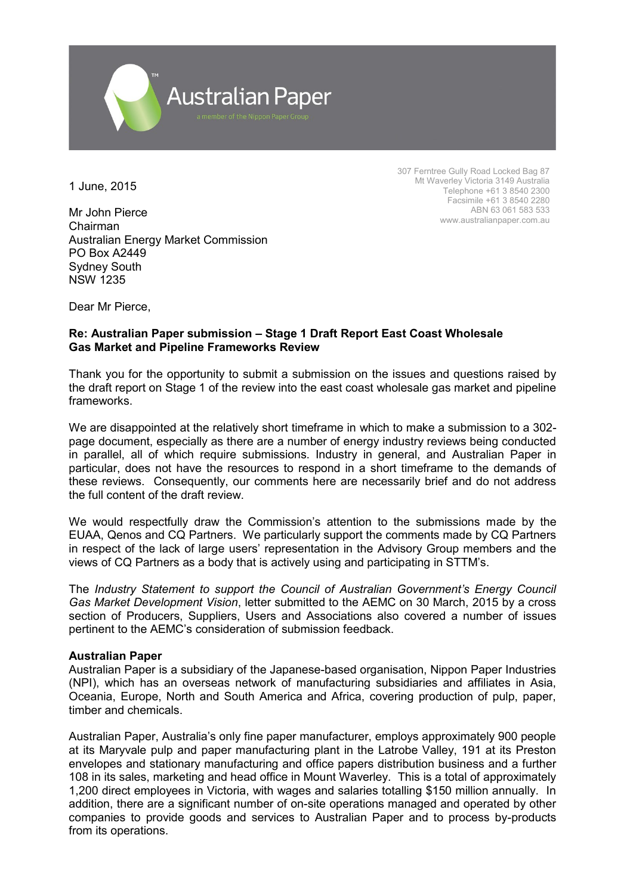Australian Paper

a member of the Nippon Paper Group

307 Ferntree Gully Road Locked Bag 87
Mt Waverley Victoria 3149 Australia
Telephone +61 3 8540 2300
Facsimile +61 3 8540 2280
ABN 63 061 583 533
www.australianpaper.com.au

1 June, 2015

Mr John Pierce
Chairman
Australian Energy Market Commission
PO Box A2449
Sydney South
NSW 1235

Dear Mr Pierce,

**Re: Australian Paper submission – Stage 1 Draft Report East Coast Wholesale Gas Market and Pipeline Frameworks Review**

Thank you for the opportunity to submit a submission on the issues and questions raised by the draft report on Stage 1 of the review into the east coast wholesale gas market and pipeline frameworks.

We are disappointed at the relatively short timeframe in which to make a submission to a 302-page document, especially as there are a number of energy industry reviews being conducted in parallel, all of which require submissions. Industry in general, and Australian Paper in particular, does not have the resources to respond in a short timeframe to the demands of these reviews. Consequently, our comments here are necessarily brief and do not address the full content of the draft review.

We would respectfully draw the Commission's attention to the submissions made by the EUAA, Qenos and CQ Partners. We particularly support the comments made by CQ Partners in respect of the lack of large users' representation in the Advisory Group members and the views of CQ Partners as a body that is actively using and participating in STTM's.

The *Industry Statement to support the Council of Australian Government's Energy Council Gas Market Development Vision*, letter submitted to the AEMC on 30 March, 2015 by a cross section of Producers, Suppliers, Users and Associations also covered a number of issues pertinent to the AEMC's consideration of submission feedback.

**Australian Paper**

Australian Paper is a subsidiary of the Japanese-based organisation, Nippon Paper Industries (NPI), which has an overseas network of manufacturing subsidiaries and affiliates in Asia, Oceania, Europe, North and South America and Africa, covering production of pulp, paper, timber and chemicals.

Australian Paper, Australia's only fine paper manufacturer, employs approximately 900 people at its Maryvale pulp and paper manufacturing plant in the Latrobe Valley, 191 at its Preston envelopes and stationary manufacturing and office papers distribution business and a further 108 in its sales, marketing and head office in Mount Waverley. This is a total of approximately 1,200 direct employees in Victoria, with wages and salaries totalling $150 million annually. In addition, there are a significant number of on-site operations managed and operated by other companies to provide goods and services to Australian Paper and to process by-products from its operations.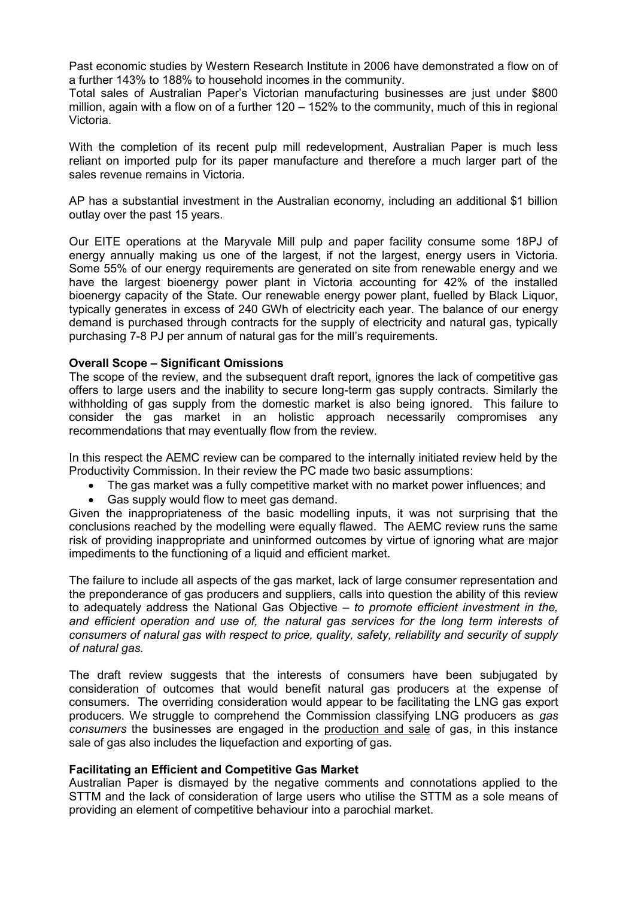Past economic studies by Western Research Institute in 2006 have demonstrated a flow on of a further 143% to 188% to household incomes in the community.
Total sales of Australian Paper's Victorian manufacturing businesses are just under $800 million, again with a flow on of a further 120 – 152% to the community, much of this in regional Victoria.

With the completion of its recent pulp mill redevelopment, Australian Paper is much less reliant on imported pulp for its paper manufacture and therefore a much larger part of the sales revenue remains in Victoria.

AP has a substantial investment in the Australian economy, including an additional $1 billion outlay over the past 15 years.

Our EITE operations at the Maryvale Mill pulp and paper facility consume some 18PJ of energy annually making us one of the largest, if not the largest, energy users in Victoria. Some 55% of our energy requirements are generated on site from renewable energy and we have the largest bioenergy power plant in Victoria accounting for 42% of the installed bioenergy capacity of the State. Our renewable energy power plant, fuelled by Black Liquor, typically generates in excess of 240 GWh of electricity each year. The balance of our energy demand is purchased through contracts for the supply of electricity and natural gas, typically purchasing 7-8 PJ per annum of natural gas for the mill's requirements.

**Overall Scope – Significant Omissions**

The scope of the review, and the subsequent draft report, ignores the lack of competitive gas offers to large users and the inability to secure long-term gas supply contracts. Similarly the withholding of gas supply from the domestic market is also being ignored. This failure to consider the gas market in an holistic approach necessarily compromises any recommendations that may eventually flow from the review.

In this respect the AEMC review can be compared to the internally initiated review held by the Productivity Commission. In their review the PC made two basic assumptions:

- The gas market was a fully competitive market with no market power influences; and
- Gas supply would flow to meet gas demand.

Given the inappropriateness of the basic modelling inputs, it was not surprising that the conclusions reached by the modelling were equally flawed. The AEMC review runs the same risk of providing inappropriate and uninformed outcomes by virtue of ignoring what are major impediments to the functioning of a liquid and efficient market.

The failure to include all aspects of the gas market, lack of large consumer representation and the preponderance of gas producers and suppliers, calls into question the ability of this review to adequately address the National Gas Objective – *to promote efficient investment in the, and efficient operation and use of, the natural gas services for the long term interests of consumers of natural gas with respect to price, quality, safety, reliability and security of supply of natural gas.*

The draft review suggests that the interests of consumers have been subjugated by consideration of outcomes that would benefit natural gas producers at the expense of consumers. The overriding consideration would appear to be facilitating the LNG gas export producers. We struggle to comprehend the Commission classifying LNG producers as *gas consumers* the businesses are engaged in the <u>production and sale</u> of gas, in this instance sale of gas also includes the liquefaction and exporting of gas.

**Facilitating an Efficient and Competitive Gas Market**

Australian Paper is dismayed by the negative comments and connotations applied to the STTM and the lack of consideration of large users who utilise the STTM as a sole means of providing an element of competitive behaviour into a parochial market.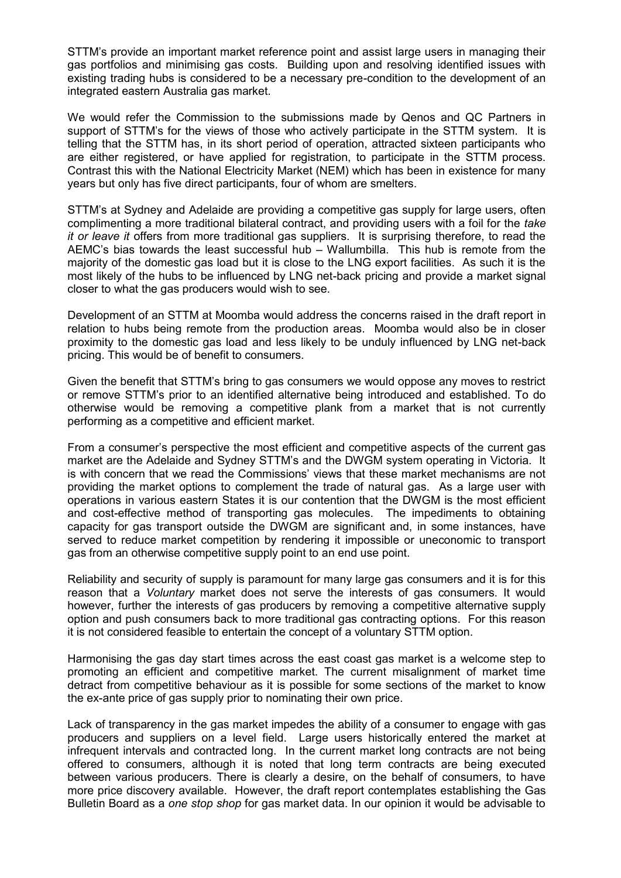STTM's provide an important market reference point and assist large users in managing their gas portfolios and minimising gas costs. Building upon and resolving identified issues with existing trading hubs is considered to be a necessary pre-condition to the development of an integrated eastern Australia gas market.

We would refer the Commission to the submissions made by Qenos and QC Partners in support of STTM's for the views of those who actively participate in the STTM system. It is telling that the STTM has, in its short period of operation, attracted sixteen participants who are either registered, or have applied for registration, to participate in the STTM process. Contrast this with the National Electricity Market (NEM) which has been in existence for many years but only has five direct participants, four of whom are smelters.

STTM's at Sydney and Adelaide are providing a competitive gas supply for large users, often complimenting a more traditional bilateral contract, and providing users with a foil for the *take it or leave it* offers from more traditional gas suppliers. It is surprising therefore, to read the AEMC's bias towards the least successful hub – Wallumbilla. This hub is remote from the majority of the domestic gas load but it is close to the LNG export facilities. As such it is the most likely of the hubs to be influenced by LNG net-back pricing and provide a market signal closer to what the gas producers would wish to see.

Development of an STTM at Moomba would address the concerns raised in the draft report in relation to hubs being remote from the production areas. Moomba would also be in closer proximity to the domestic gas load and less likely to be unduly influenced by LNG net-back pricing. This would be of benefit to consumers.

Given the benefit that STTM's bring to gas consumers we would oppose any moves to restrict or remove STTM's prior to an identified alternative being introduced and established. To do otherwise would be removing a competitive plank from a market that is not currently performing as a competitive and efficient market.

From a consumer's perspective the most efficient and competitive aspects of the current gas market are the Adelaide and Sydney STTM's and the DWGM system operating in Victoria. It is with concern that we read the Commissions' views that these market mechanisms are not providing the market options to complement the trade of natural gas. As a large user with operations in various eastern States it is our contention that the DWGM is the most efficient and cost-effective method of transporting gas molecules. The impediments to obtaining capacity for gas transport outside the DWGM are significant and, in some instances, have served to reduce market competition by rendering it impossible or uneconomic to transport gas from an otherwise competitive supply point to an end use point.

Reliability and security of supply is paramount for many large gas consumers and it is for this reason that a *Voluntary* market does not serve the interests of gas consumers. It would however, further the interests of gas producers by removing a competitive alternative supply option and push consumers back to more traditional gas contracting options. For this reason it is not considered feasible to entertain the concept of a voluntary STTM option.

Harmonising the gas day start times across the east coast gas market is a welcome step to promoting an efficient and competitive market. The current misalignment of market time detract from competitive behaviour as it is possible for some sections of the market to know the ex-ante price of gas supply prior to nominating their own price.

Lack of transparency in the gas market impedes the ability of a consumer to engage with gas producers and suppliers on a level field. Large users historically entered the market at infrequent intervals and contracted long. In the current market long contracts are not being offered to consumers, although it is noted that long term contracts are being executed between various producers. There is clearly a desire, on the behalf of consumers, to have more price discovery available. However, the draft report contemplates establishing the Gas Bulletin Board as a *one stop shop* for gas market data. In our opinion it would be advisable to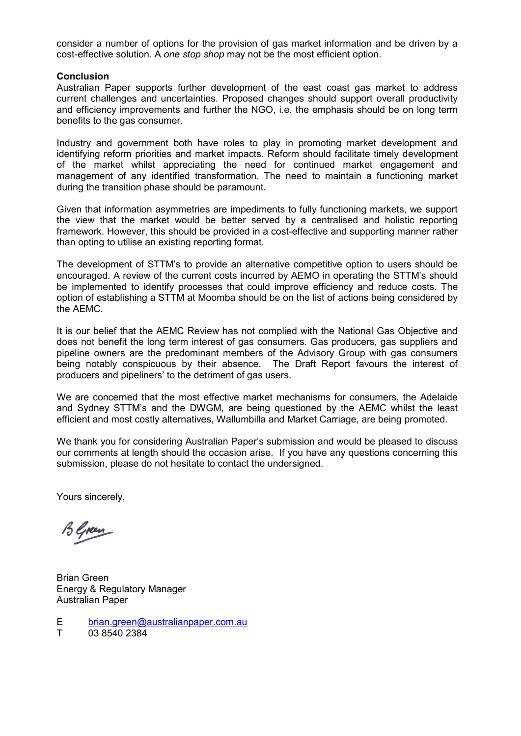consider a number of options for the provision of gas market information and be driven by a cost-effective solution. A *one stop shop* may not be the most efficient option.

**Conclusion**

Australian Paper supports further development of the east coast gas market to address current challenges and uncertainties. Proposed changes should support overall productivity and efficiency improvements and further the NGO, i.e. the emphasis should be on long term benefits to the gas consumer.

Industry and government both have roles to play in promoting market development and identifying reform priorities and market impacts. Reform should facilitate timely development of the market whilst appreciating the need for continued market engagement and management of any identified transformation. The need to maintain a functioning market during the transition phase should be paramount.

Given that information asymmetries are impediments to fully functioning markets, we support the view that the market would be better served by a centralised and holistic reporting framework. However, this should be provided in a cost-effective and supporting manner rather than opting to utilise an existing reporting format.

The development of STTM's to provide an alternative competitive option to users should be encouraged. A review of the current costs incurred by AEMO in operating the STTM's should be implemented to identify processes that could improve efficiency and reduce costs. The option of establishing a STTM at Moomba should be on the list of actions being considered by the AEMC.

It is our belief that the AEMC Review has not complied with the National Gas Objective and does not benefit the long term interest of gas consumers. Gas producers, gas suppliers and pipeline owners are the predominant members of the Advisory Group with gas consumers being notably conspicuous by their absence. The Draft Report favours the interest of producers and pipeliners' to the detriment of gas users.

We are concerned that the most effective market mechanisms for consumers, the Adelaide and Sydney STTM's and the DWGM, are being questioned by the AEMC whilst the least efficient and most costly alternatives, Wallumbilla and Market Carriage, are being promoted.

We thank you for considering Australian Paper's submission and would be pleased to discuss our comments at length should the occasion arise. If you have any questions concerning this submission, please do not hesitate to contact the undersigned.

Yours sincerely,

Brian Green
Energy & Regulatory Manager
Australian Paper

E brian.green@australianpaper.com.au
T 03 8540 2384